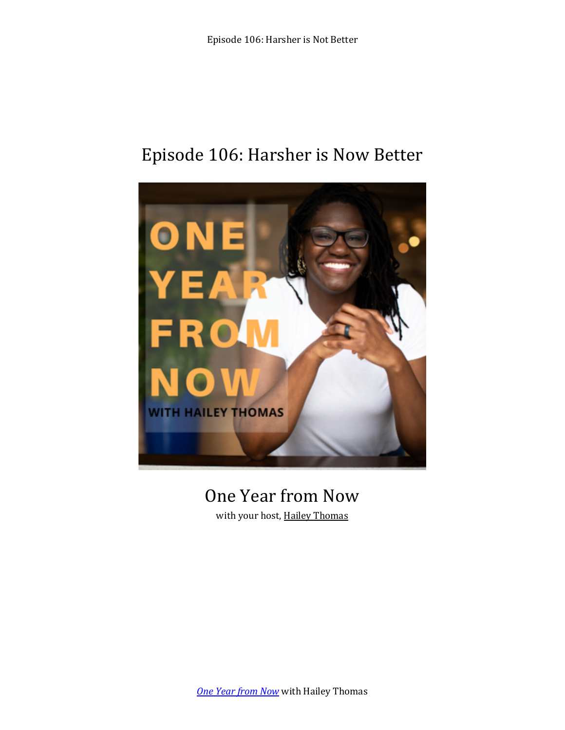# Episode 106: Harsher is Now Better

## One Year from Now

with your host, Hailey Thomas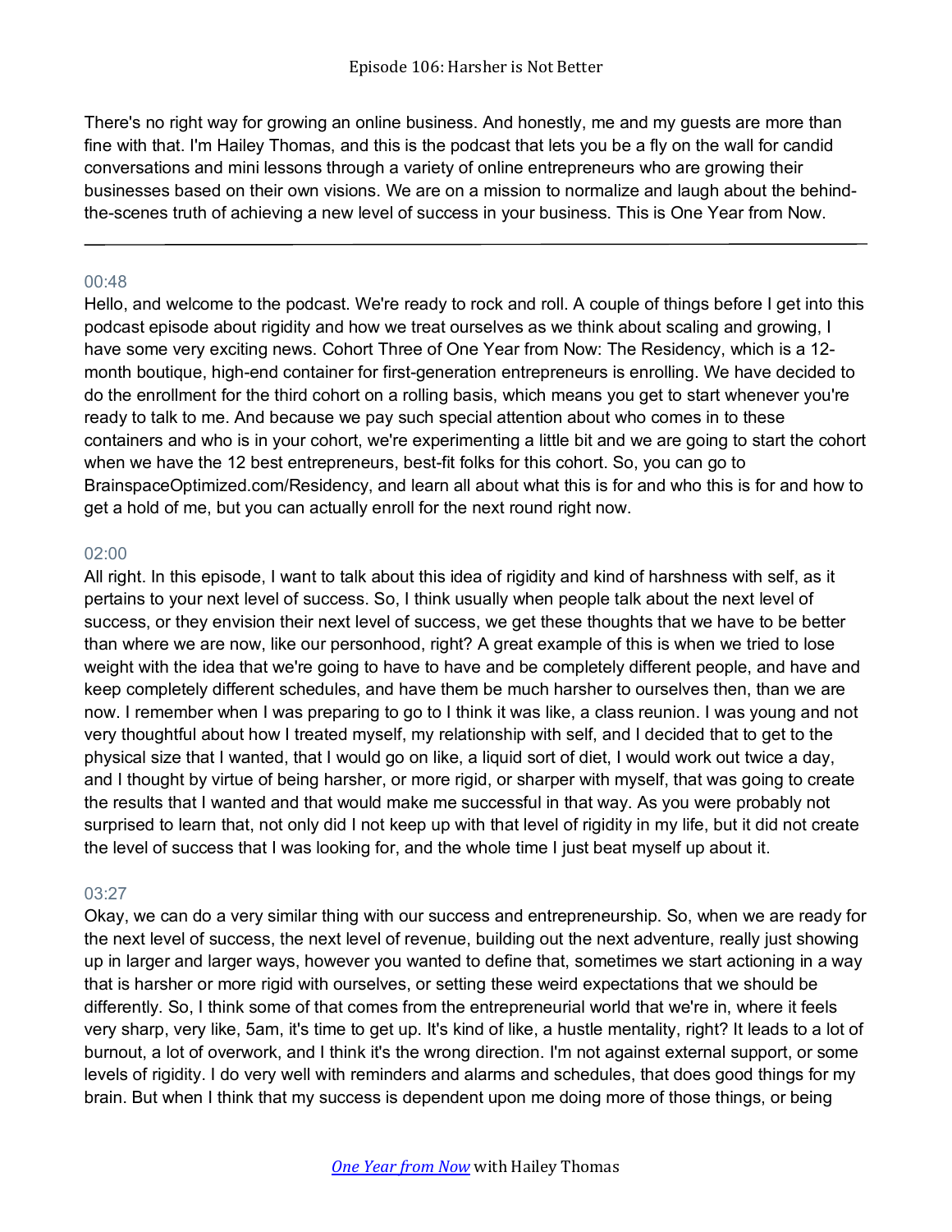There's no right way for growing an online business. And honestly, me and my guests are more than fine with that. I'm Hailey Thomas, and this is the podcast that lets you be a fly on the wall for candid conversations and mini lessons through a variety of online entrepreneurs who are growing their businesses based on their own visions. We are on a mission to normalize and laugh about the behind-the-scenes truth of achieving a new level of success in your business. This is One Year from Now.

---

00:48

Hello, and welcome to the podcast. We're ready to rock and roll. A couple of things before I get into this podcast episode about rigidity and how we treat ourselves as we think about scaling and growing, I have some very exciting news. Cohort Three of One Year from Now: The Residency, which is a 12-month boutique, high-end container for first-generation entrepreneurs is enrolling. We have decided to do the enrollment for the third cohort on a rolling basis, which means you get to start whenever you're ready to talk to me. And because we pay such special attention about who comes in to these containers and who is in your cohort, we're experimenting a little bit and we are going to start the cohort when we have the 12 best entrepreneurs, best-fit folks for this cohort. So, you can go to BrainspaceOptimized.com/Residency, and learn all about what this is for and who this is for and how to get a hold of me, but you can actually enroll for the next round right now.

02:00

All right. In this episode, I want to talk about this idea of rigidity and kind of harshness with self, as it pertains to your next level of success. So, I think usually when people talk about the next level of success, or they envision their next level of success, we get these thoughts that we have to be better than where we are now, like our personhood, right? A great example of this is when we tried to lose weight with the idea that we're going to have to have and be completely different people, and have and keep completely different schedules, and have them be much harsher to ourselves then, than we are now. I remember when I was preparing to go to I think it was like, a class reunion. I was young and not very thoughtful about how I treated myself, my relationship with self, and I decided that to get to the physical size that I wanted, that I would go on like, a liquid sort of diet, I would work out twice a day, and I thought by virtue of being harsher, or more rigid, or sharper with myself, that was going to create the results that I wanted and that would make me successful in that way. As you were probably not surprised to learn that, not only did I not keep up with that level of rigidity in my life, but it did not create the level of success that I was looking for, and the whole time I just beat myself up about it.

03:27

Okay, we can do a very similar thing with our success and entrepreneurship. So, when we are ready for the next level of success, the next level of revenue, building out the next adventure, really just showing up in larger and larger ways, however you wanted to define that, sometimes we start actioning in a way that is harsher or more rigid with ourselves, or setting these weird expectations that we should be differently. So, I think some of that comes from the entrepreneurial world that we're in, where it feels very sharp, very like, 5am, it's time to get up. It's kind of like, a hustle mentality, right? It leads to a lot of burnout, a lot of overwork, and I think it's the wrong direction. I'm not against external support, or some levels of rigidity. I do very well with reminders and alarms and schedules, that does good things for my brain. But when I think that my success is dependent upon me doing more of those things, or being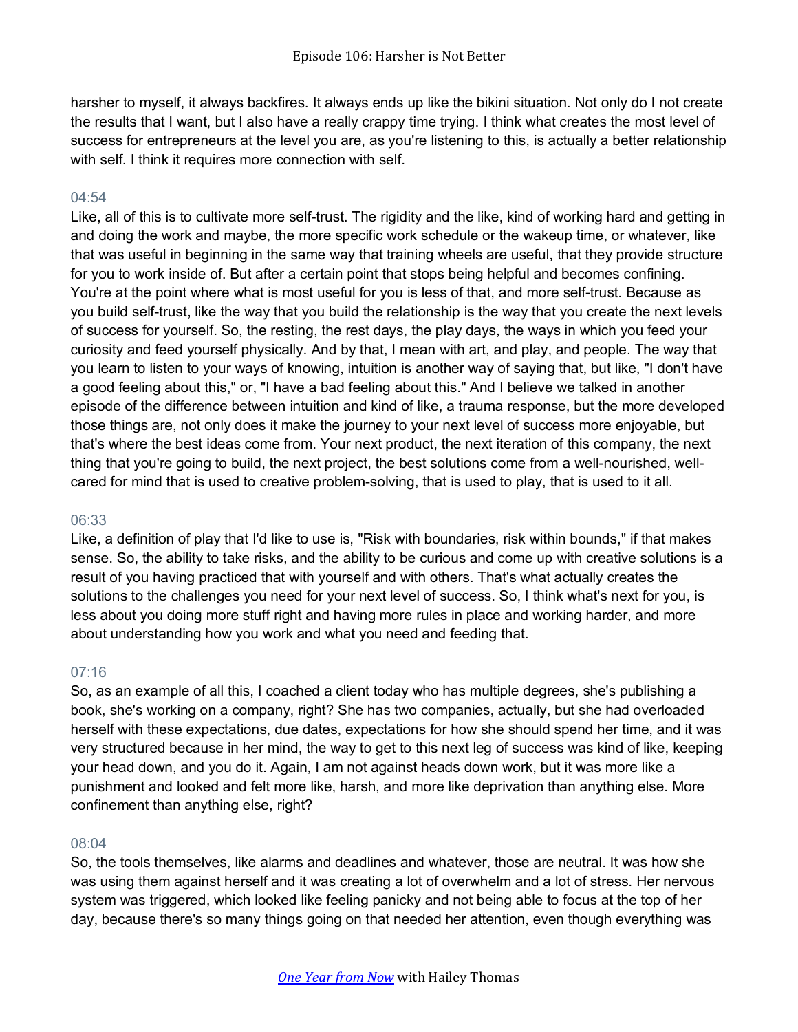harsher to myself, it always backfires. It always ends up like the bikini situation. Not only do I not create the results that I want, but I also have a really crappy time trying. I think what creates the most level of success for entrepreneurs at the level you are, as you're listening to this, is actually a better relationship with self. I think it requires more connection with self.

04:54

Like, all of this is to cultivate more self-trust. The rigidity and the like, kind of working hard and getting in and doing the work and maybe, the more specific work schedule or the wakeup time, or whatever, like that was useful in beginning in the same way that training wheels are useful, that they provide structure for you to work inside of. But after a certain point that stops being helpful and becomes confining. You're at the point where what is most useful for you is less of that, and more self-trust. Because as you build self-trust, like the way that you build the relationship is the way that you create the next levels of success for yourself. So, the resting, the rest days, the play days, the ways in which you feed your curiosity and feed yourself physically. And by that, I mean with art, and play, and people. The way that you learn to listen to your ways of knowing, intuition is another way of saying that, but like, "I don't have a good feeling about this," or, "I have a bad feeling about this." And I believe we talked in another episode of the difference between intuition and kind of like, a trauma response, but the more developed those things are, not only does it make the journey to your next level of success more enjoyable, but that's where the best ideas come from. Your next product, the next iteration of this company, the next thing that you're going to build, the next project, the best solutions come from a well-nourished, well-cared for mind that is used to creative problem-solving, that is used to play, that is used to it all.

06:33

Like, a definition of play that I'd like to use is, "Risk with boundaries, risk within bounds," if that makes sense. So, the ability to take risks, and the ability to be curious and come up with creative solutions is a result of you having practiced that with yourself and with others. That's what actually creates the solutions to the challenges you need for your next level of success. So, I think what's next for you, is less about you doing more stuff right and having more rules in place and working harder, and more about understanding how you work and what you need and feeding that.

07:16

So, as an example of all this, I coached a client today who has multiple degrees, she's publishing a book, she's working on a company, right? She has two companies, actually, but she had overloaded herself with these expectations, due dates, expectations for how she should spend her time, and it was very structured because in her mind, the way to get to this next leg of success was kind of like, keeping your head down, and you do it. Again, I am not against heads down work, but it was more like a punishment and looked and felt more like, harsh, and more like deprivation than anything else. More confinement than anything else, right?

08:04

So, the tools themselves, like alarms and deadlines and whatever, those are neutral. It was how she was using them against herself and it was creating a lot of overwhelm and a lot of stress. Her nervous system was triggered, which looked like feeling panicky and not being able to focus at the top of her day, because there's so many things going on that needed her attention, even though everything was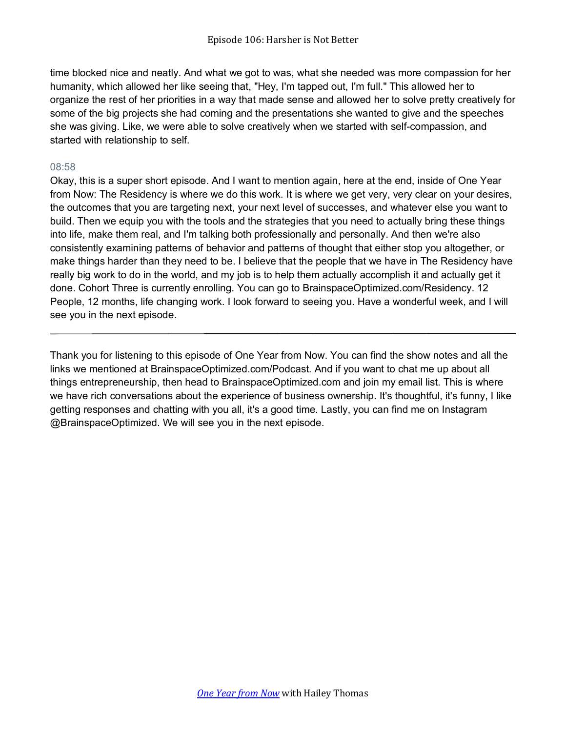time blocked nice and neatly. And what we got to was, what she needed was more compassion for her humanity, which allowed her like seeing that, "Hey, I'm tapped out, I'm full." This allowed her to organize the rest of her priorities in a way that made sense and allowed her to solve pretty creatively for some of the big projects she had coming and the presentations she wanted to give and the speeches she was giving. Like, we were able to solve creatively when we started with self-compassion, and started with relationship to self.

08:58

Okay, this is a super short episode. And I want to mention again, here at the end, inside of One Year from Now: The Residency is where we do this work. It is where we get very, very clear on your desires, the outcomes that you are targeting next, your next level of successes, and whatever else you want to build. Then we equip you with the tools and the strategies that you need to actually bring these things into life, make them real, and I'm talking both professionally and personally. And then we're also consistently examining patterns of behavior and patterns of thought that either stop you altogether, or make things harder than they need to be. I believe that the people that we have in The Residency have really big work to do in the world, and my job is to help them actually accomplish it and actually get it done. Cohort Three is currently enrolling. You can go to BrainspaceOptimized.com/Residency. 12 People, 12 months, life changing work. I look forward to seeing you. Have a wonderful week, and I will see you in the next episode.

---

Thank you for listening to this episode of One Year from Now. You can find the show notes and all the links we mentioned at BrainspaceOptimized.com/Podcast. And if you want to chat me up about all things entrepreneurship, then head to BrainspaceOptimized.com and join my email list. This is where we have rich conversations about the experience of business ownership. It's thoughtful, it's funny, I like getting responses and chatting with you all, it's a good time. Lastly, you can find me on Instagram @BrainspaceOptimized. We will see you in the next episode.